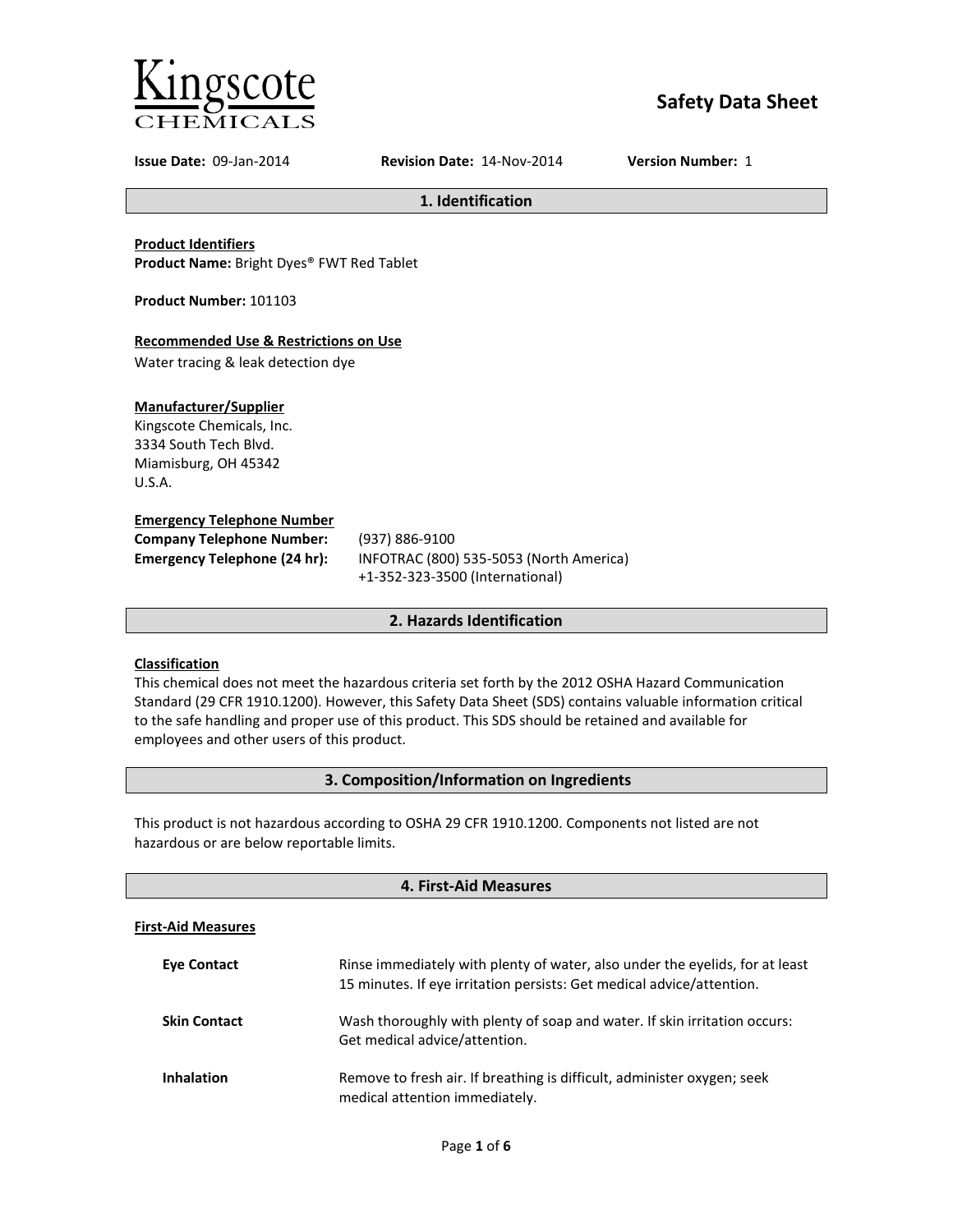Kingscote CHEMICALS

# Safety Data Sheet

**Issue Date:** 09-Jan-2014 **Revision Date:** 14-Nov-2014 **Version Number:** 1

## 1. Identification

**Product Identifiers**
**Product Name:** Bright Dyes® FWT Red Tablet

**Product Number:** 101103

**Recommended Use & Restrictions on Use**
Water tracing & leak detection dye

**Manufacturer/Supplier**
Kingscote Chemicals, Inc.
3334 South Tech Blvd.
Miamisburg, OH 45342
U.S.A.

**Emergency Telephone Number**
**Company Telephone Number:** (937) 886-9100
**Emergency Telephone (24 hr):** INFOTRAC (800) 535-5053 (North America)
+1-352-323-3500 (International)

## 2. Hazards Identification

**Classification**
This chemical does not meet the hazardous criteria set forth by the 2012 OSHA Hazard Communication Standard (29 CFR 1910.1200). However, this Safety Data Sheet (SDS) contains valuable information critical to the safe handling and proper use of this product. This SDS should be retained and available for employees and other users of this product.

## 3. Composition/Information on Ingredients

This product is not hazardous according to OSHA 29 CFR 1910.1200. Components not listed are not hazardous or are below reportable limits.

## 4. First-Aid Measures

**First-Aid Measures**

**Eye Contact**: Rinse immediately with plenty of water, also under the eyelids, for at least 15 minutes. If eye irritation persists: Get medical advice/attention.

**Skin Contact**: Wash thoroughly with plenty of soap and water. If skin irritation occurs: Get medical advice/attention.

**Inhalation**: Remove to fresh air. If breathing is difficult, administer oxygen; seek medical attention immediately.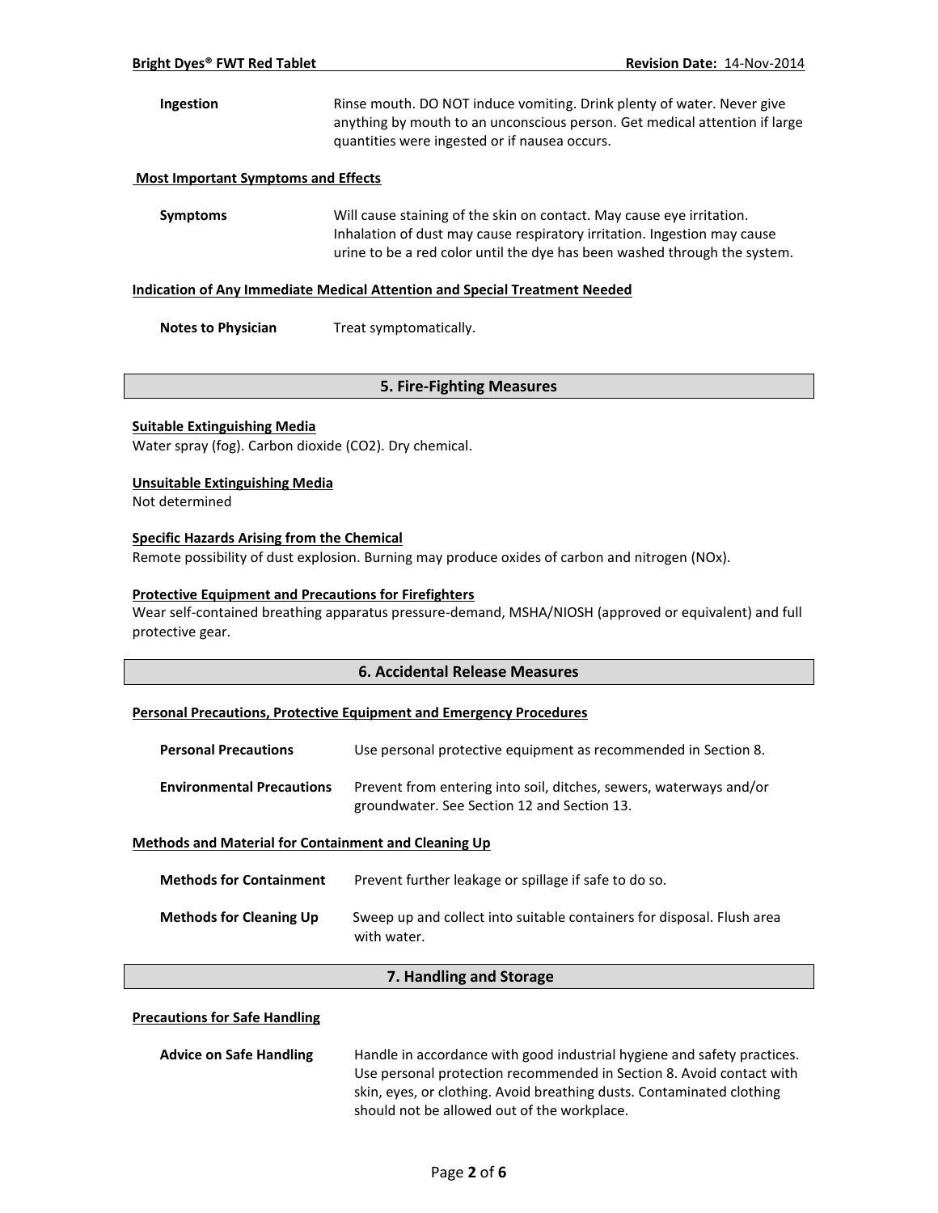**Ingestion** Rinse mouth. DO NOT induce vomiting. Drink plenty of water. Never give anything by mouth to an unconscious person. Get medical attention if large quantities were ingested or if nausea occurs.

**Most Important Symptoms and Effects**

**Symptoms** Will cause staining of the skin on contact. May cause eye irritation. Inhalation of dust may cause respiratory irritation. Ingestion may cause urine to be a red color until the dye has been washed through the system.

**Indication of Any Immediate Medical Attention and Special Treatment Needed**

**Notes to Physician** Treat symptomatically.

## 5. Fire-Fighting Measures

**Suitable Extinguishing Media**

Water spray (fog). Carbon dioxide ($CO_2$). Dry chemical.

**Unsuitable Extinguishing Media**

Not determined

**Specific Hazards Arising from the Chemical**

Remote possibility of dust explosion. Burning may produce oxides of carbon and nitrogen ($NO_x$).

**Protective Equipment and Precautions for Firefighters**

Wear self-contained breathing apparatus pressure-demand, MSHA/NIOSH (approved or equivalent) and full protective gear.

## 6. Accidental Release Measures

**Personal Precautions, Protective Equipment and Emergency Procedures**

**Personal Precautions** Use personal protective equipment as recommended in Section 8.

**Environmental Precautions** Prevent from entering into soil, ditches, sewers, waterways and/or groundwater. See Section 12 and Section 13.

**Methods and Material for Containment and Cleaning Up**

**Methods for Containment** Prevent further leakage or spillage if safe to do so.

**Methods for Cleaning Up** Sweep up and collect into suitable containers for disposal. Flush area with water.

## 7. Handling and Storage

**Precautions for Safe Handling**

**Advice on Safe Handling** Handle in accordance with good industrial hygiene and safety practices. Use personal protection recommended in Section 8. Avoid contact with skin, eyes, or clothing. Avoid breathing dusts. Contaminated clothing should not be allowed out of the workplace.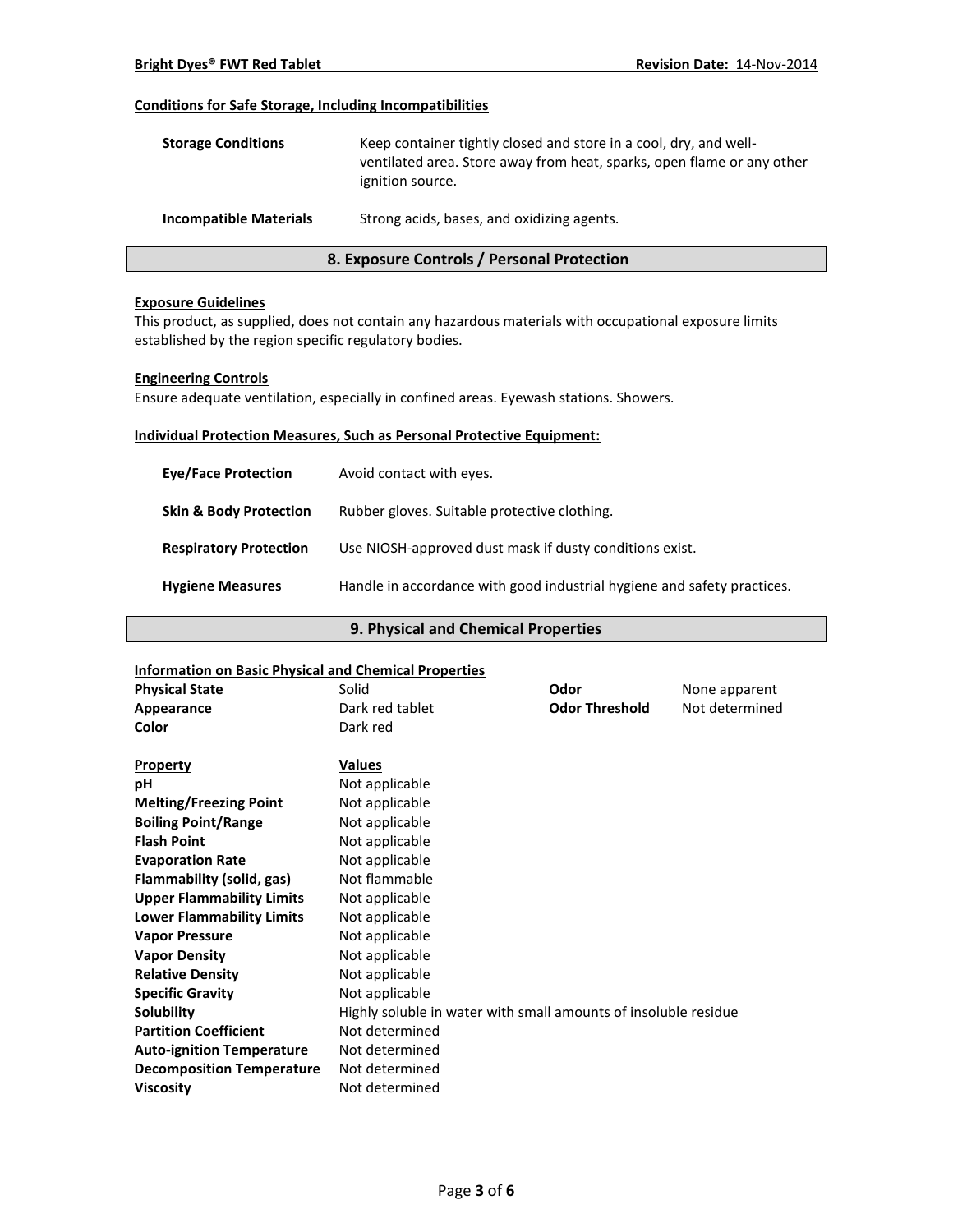#### Conditions for Safe Storage, Including Incompatibilities

| | |
|---|---|
| **Storage Conditions** | Keep container tightly closed and store in a cool, dry, and well-ventilated area. Store away from heat, sparks, open flame or any other ignition source. |
| **Incompatible Materials** | Strong acids, bases, and oxidizing agents. |

## 8. Exposure Controls / Personal Protection

#### Exposure Guidelines

This product, as supplied, does not contain any hazardous materials with occupational exposure limits established by the region specific regulatory bodies.

#### Engineering Controls

Ensure adequate ventilation, especially in confined areas. Eyewash stations. Showers.

#### Individual Protection Measures, Such as Personal Protective Equipment:

| | |
|---|---|
| **Eye/Face Protection** | Avoid contact with eyes. |
| **Skin & Body Protection** | Rubber gloves. Suitable protective clothing. |
| **Respiratory Protection** | Use NIOSH-approved dust mask if dusty conditions exist. |
| **Hygiene Measures** | Handle in accordance with good industrial hygiene and safety practices. |

## 9. Physical and Chemical Properties

#### Information on Basic Physical and Chemical Properties

| | | | |
|---|---|---|---|
| **Physical State** | Solid | **Odor** | None apparent |
| **Appearance** | Dark red tablet | **Odor Threshold** | Not determined |
| **Color** | Dark red | | |

| **Property** | **Values** |
|---|---|
| **pH** | Not applicable |
| **Melting/Freezing Point** | Not applicable |
| **Boiling Point/Range** | Not applicable |
| **Flash Point** | Not applicable |
| **Evaporation Rate** | Not applicable |
| **Flammability (solid, gas)** | Not flammable |
| **Upper Flammability Limits** | Not applicable |
| **Lower Flammability Limits** | Not applicable |
| **Vapor Pressure** | Not applicable |
| **Vapor Density** | Not applicable |
| **Relative Density** | Not applicable |
| **Specific Gravity** | Not applicable |
| **Solubility** | Highly soluble in water with small amounts of insoluble residue |
| **Partition Coefficient** | Not determined |
| **Auto-ignition Temperature** | Not determined |
| **Decomposition Temperature** | Not determined |
| **Viscosity** | Not determined |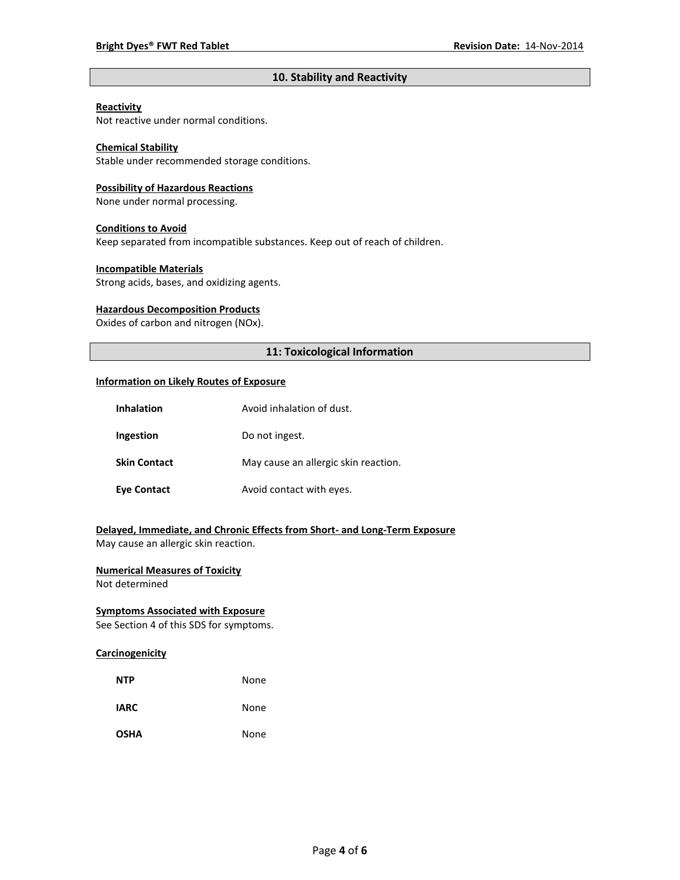## 10. Stability and Reactivity

**Reactivity**

Not reactive under normal conditions.

**Chemical Stability**

Stable under recommended storage conditions.

**Possibility of Hazardous Reactions**

None under normal processing.

**Conditions to Avoid**

Keep separated from incompatible substances. Keep out of reach of children.

**Incompatible Materials**

Strong acids, bases, and oxidizing agents.

**Hazardous Decomposition Products**

Oxides of carbon and nitrogen (NOx).

## 11: Toxicological Information

**Information on Likely Routes of Exposure**

| | |
|---|---|
| **Inhalation** | Avoid inhalation of dust. |
| **Ingestion** | Do not ingest. |
| **Skin Contact** | May cause an allergic skin reaction. |
| **Eye Contact** | Avoid contact with eyes. |

**Delayed, Immediate, and Chronic Effects from Short- and Long-Term Exposure**

May cause an allergic skin reaction.

**Numerical Measures of Toxicity**

Not determined

**Symptoms Associated with Exposure**

See Section 4 of this SDS for symptoms.

**Carcinogenicity**

| | |
|---|---|
| **NTP** | None |
| **IARC** | None |
| **OSHA** | None |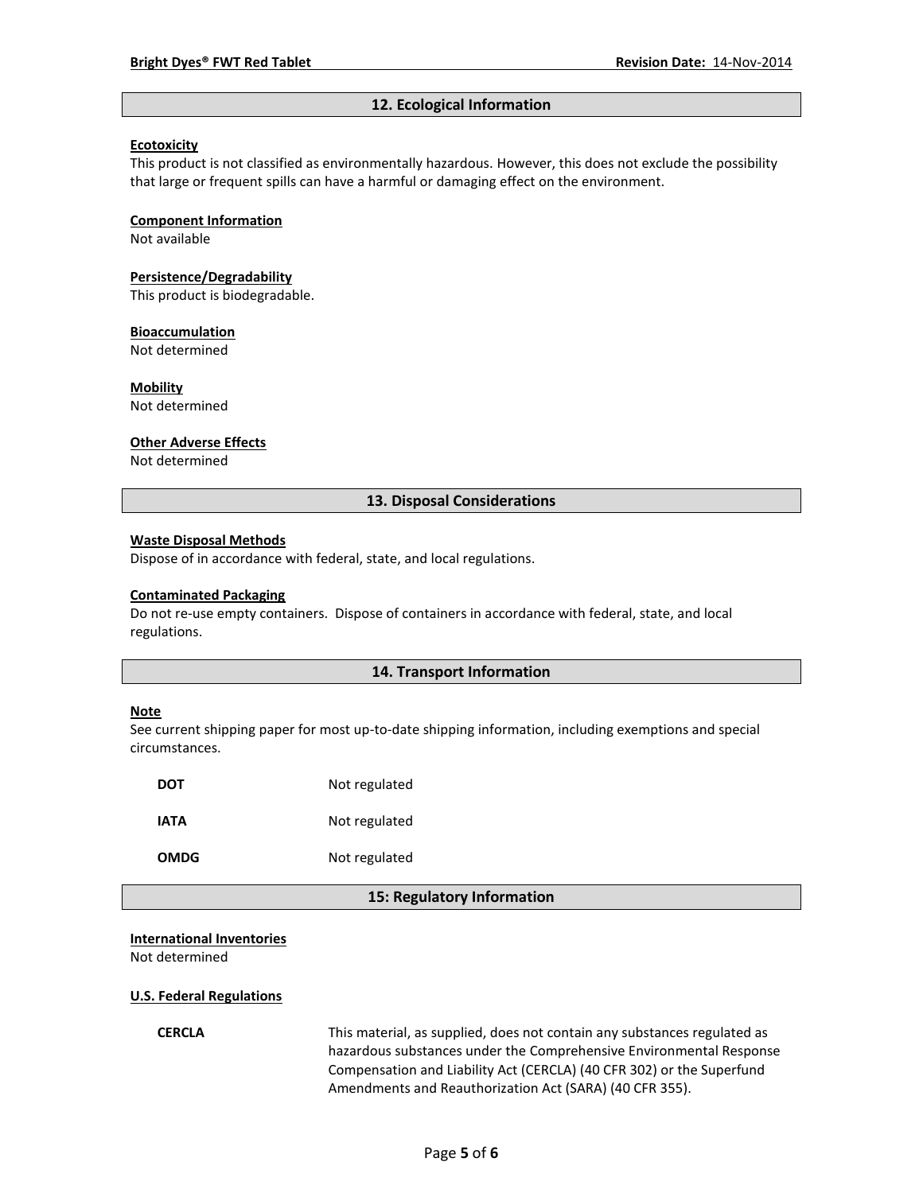## 12. Ecological Information

**Ecotoxicity**

This product is not classified as environmentally hazardous. However, this does not exclude the possibility that large or frequent spills can have a harmful or damaging effect on the environment.

**Component Information**

Not available

**Persistence/Degradability**

This product is biodegradable.

**Bioaccumulation**

Not determined

**Mobility**

Not determined

**Other Adverse Effects**

Not determined

## 13. Disposal Considerations

**Waste Disposal Methods**

Dispose of in accordance with federal, state, and local regulations.

**Contaminated Packaging**

Do not re-use empty containers. Dispose of containers in accordance with federal, state, and local regulations.

## 14. Transport Information

**Note**

See current shipping paper for most up-to-date shipping information, including exemptions and special circumstances.

| | |
|---|---|
| **DOT** | Not regulated |
| **IATA** | Not regulated |
| **OMDG** | Not regulated |

## 15: Regulatory Information

**International Inventories**

Not determined

**U.S. Federal Regulations**

| | |
|---|---|
| **CERCLA** | This material, as supplied, does not contain any substances regulated as hazardous substances under the Comprehensive Environmental Response Compensation and Liability Act (CERCLA) (40 CFR 302) or the Superfund Amendments and Reauthorization Act (SARA) (40 CFR 355). |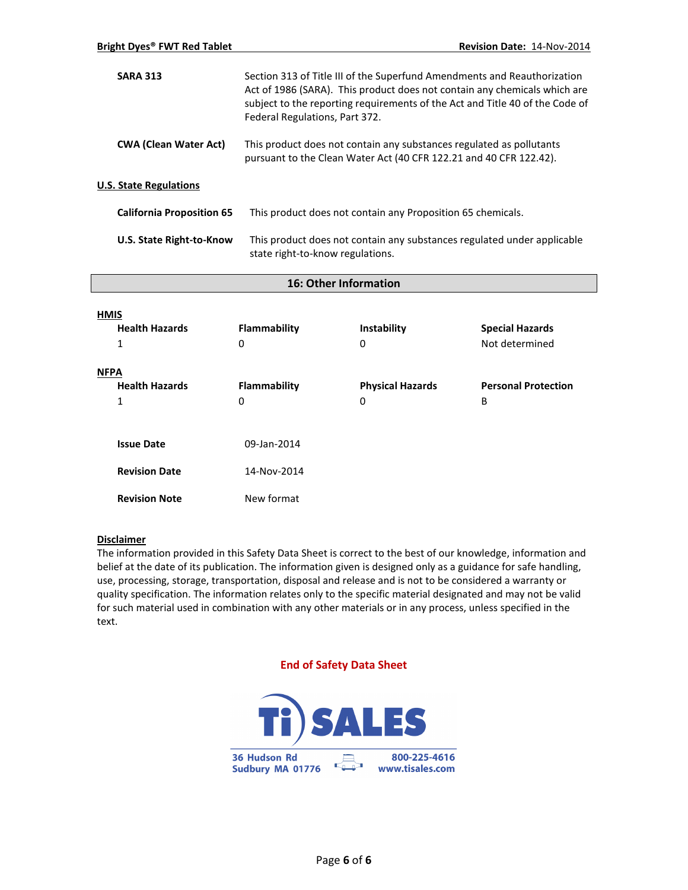| | |
|---|---|
| **SARA 313** | Section 313 of Title III of the Superfund Amendments and Reauthorization Act of 1986 (SARA). This product does not contain any chemicals which are subject to the reporting requirements of the Act and Title 40 of the Code of Federal Regulations, Part 372. |
| **CWA (Clean Water Act)** | This product does not contain any substances regulated as pollutants pursuant to the Clean Water Act (40 CFR 122.21 and 40 CFR 122.42). |

**U.S. State Regulations**

| | |
|---|---|
| **California Proposition 65** | This product does not contain any Proposition 65 chemicals. |
| **U.S. State Right-to-Know** | This product does not contain any substances regulated under applicable state right-to-know regulations. |

## 16: Other Information

**HMIS**

| Health Hazards | Flammability | Instability | Special Hazards |
|---|---|---|---|
| 1 | 0 | 0 | Not determined |

**NFPA**

| Health Hazards | Flammability | Physical Hazards | Personal Protection |
|---|---|---|---|
| 1 | 0 | 0 | B |

| | |
|---|---|
| **Issue Date** | 09-Jan-2014 |
| **Revision Date** | 14-Nov-2014 |
| **Revision Note** | New format |

**Disclaimer**

The information provided in this Safety Data Sheet is correct to the best of our knowledge, information and belief at the date of its publication. The information given is designed only as a guidance for safe handling, use, processing, storage, transportation, disposal and release and is not to be considered a warranty or quality specification. The information relates only to the specific material designated and may not be valid for such material used in combination with any other materials or in any process, unless specified in the text.

**End of Safety Data Sheet**

Ti SALES

36 Hudson Rd
Sudbury MA 01776

800-225-4616
www.tisales.com